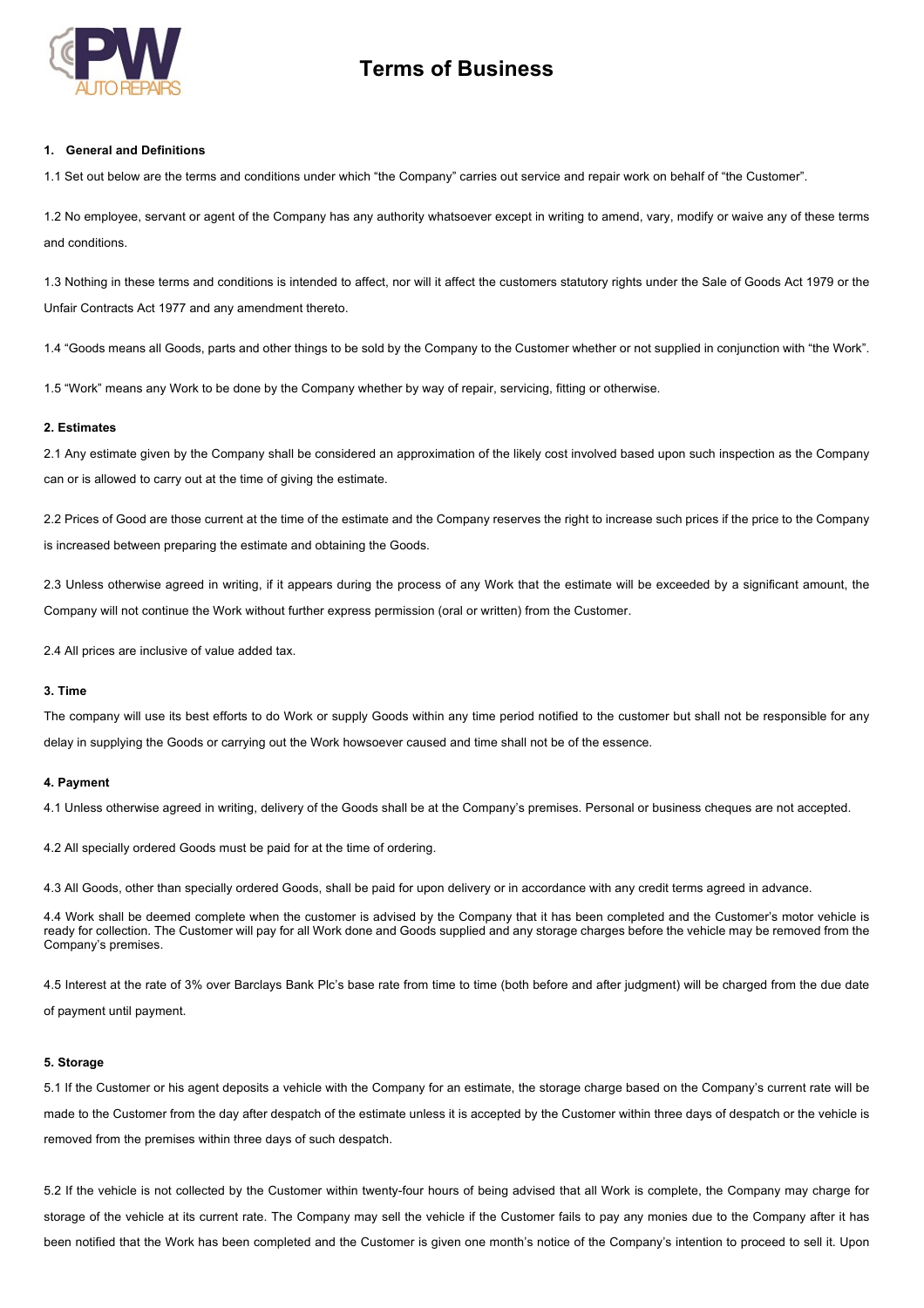# Terms of Business

### 1. General and Definitions

1.1 Set out below are the terms and conditions under which "the Company" carries out service and repair work on behalf of "the Customer".

1.2 No employee, servant or agent of the Company has any authority whatsoever except in writing to amend, vary, modify or waive any of these terms and conditions.

1.3 Nothing in these terms and conditions is intended to affect, nor will it affect the customers statutory rights under the Sale of Goods Act 1979 or the Unfair Contracts Act 1977 and any amendment thereto.

1.4 "Goods means all Goods, parts and other things to be sold by the Company to the Customer whether or not supplied in conjunction with "the Work".

1.5 "Work" means any Work to be done by the Company whether by way of repair, servicing, fitting or otherwise.

### 2. Estimates

2.1 Any estimate given by the Company shall be considered an approximation of the likely cost involved based upon such inspection as the Company can or is allowed to carry out at the time of giving the estimate.

2.2 Prices of Good are those current at the time of the estimate and the Company reserves the right to increase such prices if the price to the Company is increased between preparing the estimate and obtaining the Goods.

2.3 Unless otherwise agreed in writing, if it appears during the process of any Work that the estimate will be exceeded by a significant amount, the Company will not continue the Work without further express permission (oral or written) from the Customer.

2.4 All prices are inclusive of value added tax.

### 3. Time

The company will use its best efforts to do Work or supply Goods within any time period notified to the customer but shall not be responsible for any delay in supplying the Goods or carrying out the Work howsoever caused and time shall not be of the essence.

### 4. Payment

4.1 Unless otherwise agreed in writing, delivery of the Goods shall be at the Company's premises. Personal or business cheques are not accepted.

4.2 All specially ordered Goods must be paid for at the time of ordering.

4.3 All Goods, other than specially ordered Goods, shall be paid for upon delivery or in accordance with any credit terms agreed in advance.

4.4 Work shall be deemed complete when the customer is advised by the Company that it has been completed and the Customer's motor vehicle is ready for collection. The Customer will pay for all Work done and Goods supplied and any storage charges before the vehicle may be removed from the Company's premises.

4.5 Interest at the rate of 3% over Barclays Bank Plc's base rate from time to time (both before and after judgment) will be charged from the due date of payment until payment.

### 5. Storage

5.1 If the Customer or his agent deposits a vehicle with the Company for an estimate, the storage charge based on the Company's current rate will be made to the Customer from the day after despatch of the estimate unless it is accepted by the Customer within three days of despatch or the vehicle is removed from the premises within three days of such despatch.

5.2 If the vehicle is not collected by the Customer within twenty-four hours of being advised that all Work is complete, the Company may charge for storage of the vehicle at its current rate. The Company may sell the vehicle if the Customer fails to pay any monies due to the Company after it has been notified that the Work has been completed and the Customer is given one month's notice of the Company's intention to proceed to sell it. Upon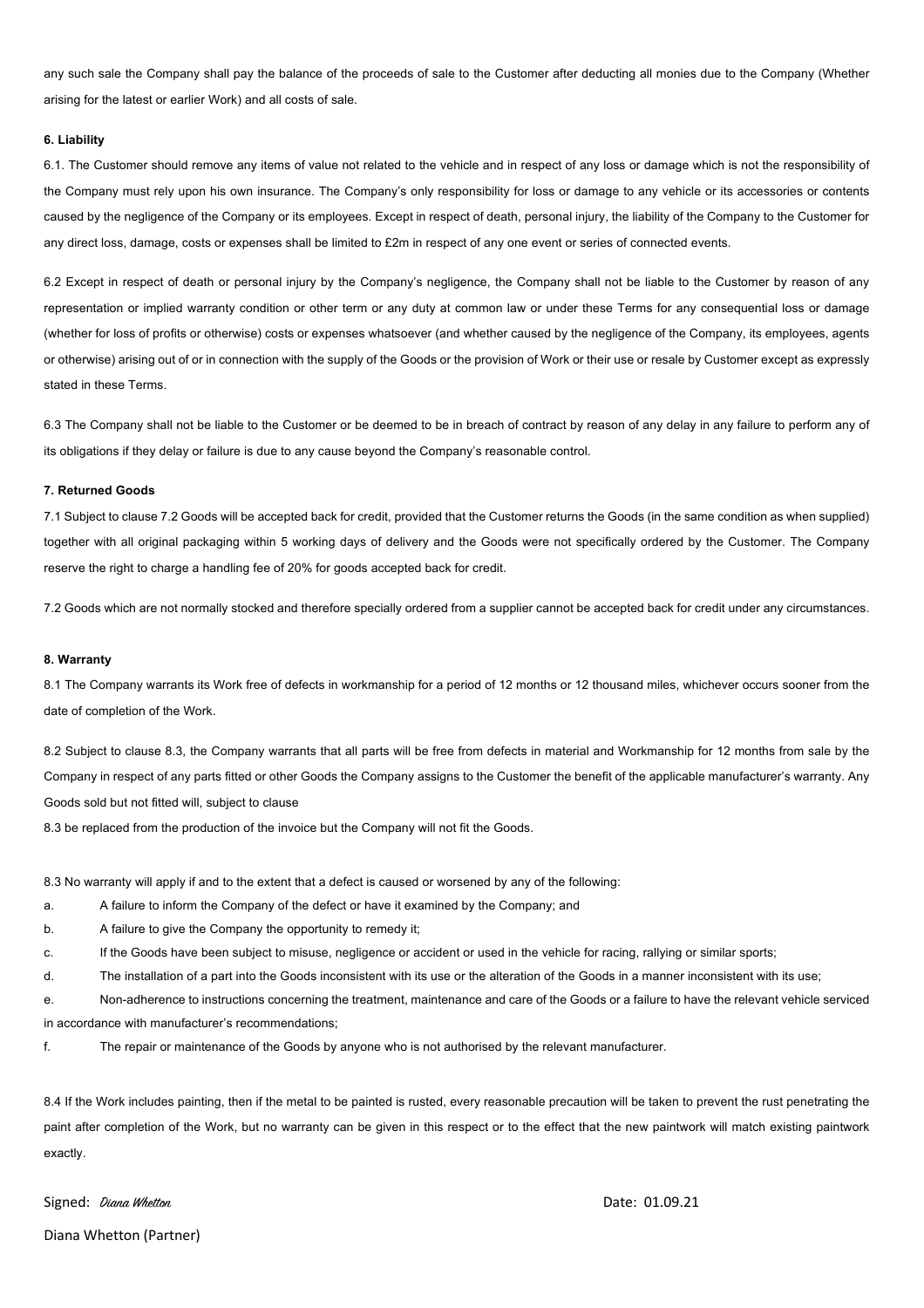any such sale the Company shall pay the balance of the proceeds of sale to the Customer after deducting all monies due to the Company (Whether arising for the latest or earlier Work) and all costs of sale.

**6. Liability**

6.1. The Customer should remove any items of value not related to the vehicle and in respect of any loss or damage which is not the responsibility of the Company must rely upon his own insurance. The Company's only responsibility for loss or damage to any vehicle or its accessories or contents caused by the negligence of the Company or its employees. Except in respect of death, personal injury, the liability of the Company to the Customer for any direct loss, damage, costs or expenses shall be limited to £2m in respect of any one event or series of connected events.

6.2 Except in respect of death or personal injury by the Company's negligence, the Company shall not be liable to the Customer by reason of any representation or implied warranty condition or other term or any duty at common law or under these Terms for any consequential loss or damage (whether for loss of profits or otherwise) costs or expenses whatsoever (and whether caused by the negligence of the Company, its employees, agents or otherwise) arising out of or in connection with the supply of the Goods or the provision of Work or their use or resale by Customer except as expressly stated in these Terms.

6.3 The Company shall not be liable to the Customer or be deemed to be in breach of contract by reason of any delay in any failure to perform any of its obligations if they delay or failure is due to any cause beyond the Company's reasonable control.

**7. Returned Goods**

7.1 Subject to clause 7.2 Goods will be accepted back for credit, provided that the Customer returns the Goods (in the same condition as when supplied) together with all original packaging within 5 working days of delivery and the Goods were not specifically ordered by the Customer. The Company reserve the right to charge a handling fee of 20% for goods accepted back for credit.

7.2 Goods which are not normally stocked and therefore specially ordered from a supplier cannot be accepted back for credit under any circumstances.

**8. Warranty**

8.1 The Company warrants its Work free of defects in workmanship for a period of 12 months or 12 thousand miles, whichever occurs sooner from the date of completion of the Work.

8.2 Subject to clause 8.3, the Company warrants that all parts will be free from defects in material and Workmanship for 12 months from sale by the Company in respect of any parts fitted or other Goods the Company assigns to the Customer the benefit of the applicable manufacturer's warranty. Any Goods sold but not fitted will, subject to clause

8.3 be replaced from the production of the invoice but the Company will not fit the Goods.

8.3 No warranty will apply if and to the extent that a defect is caused or worsened by any of the following:

a. A failure to inform the Company of the defect or have it examined by the Company; and

b. A failure to give the Company the opportunity to remedy it;

c. If the Goods have been subject to misuse, negligence or accident or used in the vehicle for racing, rallying or similar sports;

d. The installation of a part into the Goods inconsistent with its use or the alteration of the Goods in a manner inconsistent with its use;

e. Non-adherence to instructions concerning the treatment, maintenance and care of the Goods or a failure to have the relevant vehicle serviced in accordance with manufacturer's recommendations;

f. The repair or maintenance of the Goods by anyone who is not authorised by the relevant manufacturer.

8.4 If the Work includes painting, then if the metal to be painted is rusted, every reasonable precaution will be taken to prevent the rust penetrating the paint after completion of the Work, but no warranty can be given in this respect or to the effect that the new paintwork will match existing paintwork exactly.

Signed: *Diana Whetton* Date: 01.09.21

Diana Whetton (Partner)